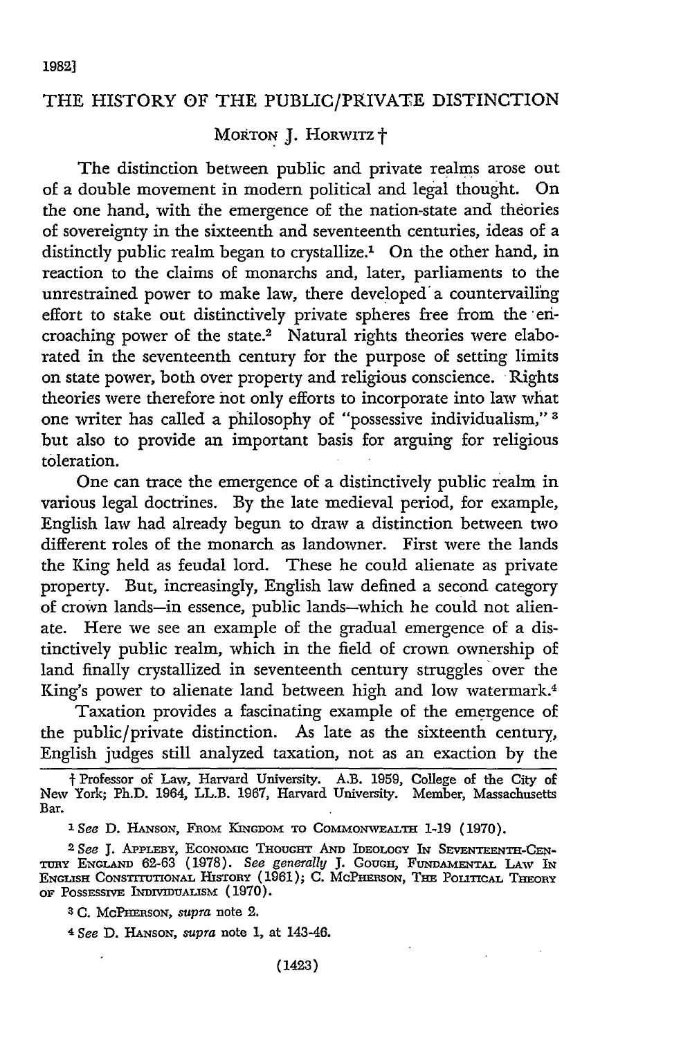# THE HISTORY OF THE PUBLIC/PRIVATE DISTINCTION

MORTON J. HORWITZ †

The distinction between public and private realms arose out of a double movement in modern political and legal thought. On the one hand, with the emergence of the nation-state and theories of sovereignty in the sixteenth and seventeenth centuries, ideas of a distinctly public realm began to crystallize.[1] On the other hand, in reaction to the claims of monarchs and, later, parliaments to the unrestrained power to make law, there developed a countervailing effort to stake out distinctively private spheres free from the encroaching power of the state.[2] Natural rights theories were elaborated in the seventeenth century for the purpose of setting limits on state power, both over property and religious conscience. Rights theories were therefore not only efforts to incorporate into law what one writer has called a philosophy of "possessive individualism,"[3] but also to provide an important basis for arguing for religious toleration.

One can trace the emergence of a distinctively public realm in various legal doctrines. By the late medieval period, for example, English law had already begun to draw a distinction between two different roles of the monarch as landowner. First were the lands the King held as feudal lord. These he could alienate as private property. But, increasingly, English law defined a second category of crown lands—in essence, public lands—which he could not alienate. Here we see an example of the gradual emergence of a distinctively public realm, which in the field of crown ownership of land finally crystallized in seventeenth century struggles over the King's power to alienate land between high and low watermark.[4]

Taxation provides a fascinating example of the emergence of the public/private distinction. As late as the sixteenth century, English judges still analyzed taxation, not as an exaction by the

---

† Professor of Law, Harvard University. A.B. 1959, College of the City of New York; Ph.D. 1964, LL.B. 1967, Harvard University. Member, Massachusetts Bar.

[1] *See* D. HANSON, FROM KINGDOM TO COMMONWEALTH 1-19 (1970).

[2] *See* J. APPLEBY, ECONOMIC THOUGHT AND IDEOLOGY IN SEVENTEENTH-CENTURY ENGLAND 62-63 (1978). *See generally* J. GOUGH, FUNDAMENTAL LAW IN ENGLISH CONSTITUTIONAL HISTORY (1961); C. MCPHERSON, THE POLITICAL THEORY OF POSSESSIVE INDIVIDUALISM (1970).

[3] C. MCPHERSON, *supra* note 2.

[4] *See* D. HANSON, *supra* note 1, at 143-46.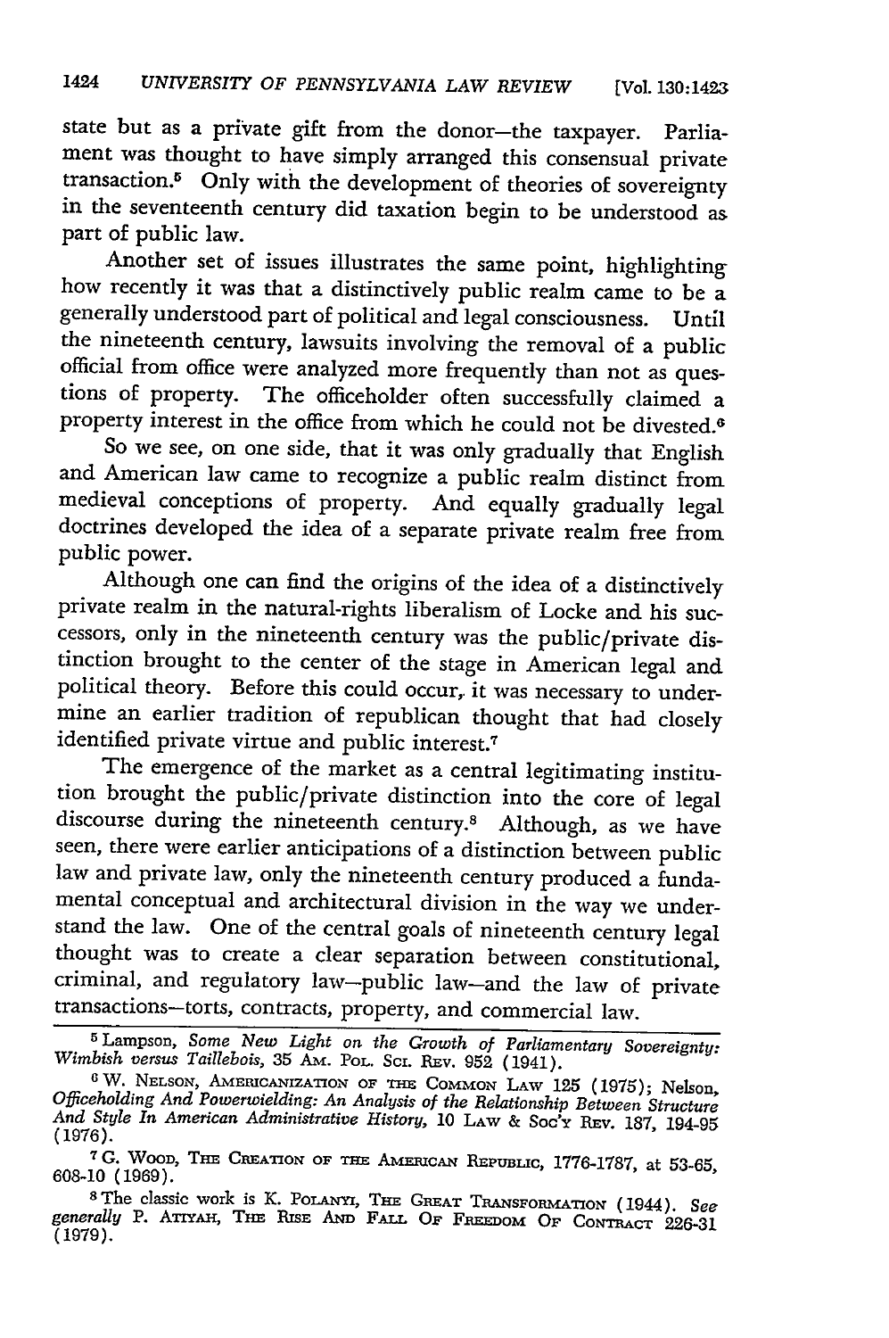state but as a private gift from the donor—the taxpayer. Parliament was thought to have simply arranged this consensual private transaction.[5] Only with the development of theories of sovereignty in the seventeenth century did taxation begin to be understood as part of public law.

Another set of issues illustrates the same point, highlighting how recently it was that a distinctively public realm came to be a generally understood part of political and legal consciousness. Until the nineteenth century, lawsuits involving the removal of a public official from office were analyzed more frequently than not as questions of property. The officeholder often successfully claimed a property interest in the office from which he could not be divested.[6]

So we see, on one side, that it was only gradually that English and American law came to recognize a public realm distinct from medieval conceptions of property. And equally gradually legal doctrines developed the idea of a separate private realm free from public power.

Although one can find the origins of the idea of a distinctively private realm in the natural-rights liberalism of Locke and his successors, only in the nineteenth century was the public/private distinction brought to the center of the stage in American legal and political theory. Before this could occur, it was necessary to undermine an earlier tradition of republican thought that had closely identified private virtue and public interest.[7]

The emergence of the market as a central legitimating institution brought the public/private distinction into the core of legal discourse during the nineteenth century.[8] Although, as we have seen, there were earlier anticipations of a distinction between public law and private law, only the nineteenth century produced a fundamental conceptual and architectural division in the way we understand the law. One of the central goals of nineteenth century legal thought was to create a clear separation between constitutional, criminal, and regulatory law—public law—and the law of private transactions—torts, contracts, property, and commercial law.

---

[5] Lampson, *Some New Light on the Growth of Parliamentary Sovereignty: Wimbish versus Taillebois*, 35 AM. POL. SCI. REV. 952 (1941).

[6] W. NELSON, AMERICANIZATION OF THE COMMON LAW 125 (1975); Nelson, *Officeholding And Powerwielding: An Analysis of the Relationship Between Structure And Style In American Administrative History*, 10 LAW & SOC'Y REV. 187, 194-95 (1976).

[7] G. WOOD, THE CREATION OF THE AMERICAN REPUBLIC, 1776-1787, at 53-65, 608-10 (1969).

[8] The classic work is K. POLANYI, THE GREAT TRANSFORMATION (1944). *See generally* P. ATIYAH, THE RISE AND FALL OF FREEDOM OF CONTRACT 226-31 (1979).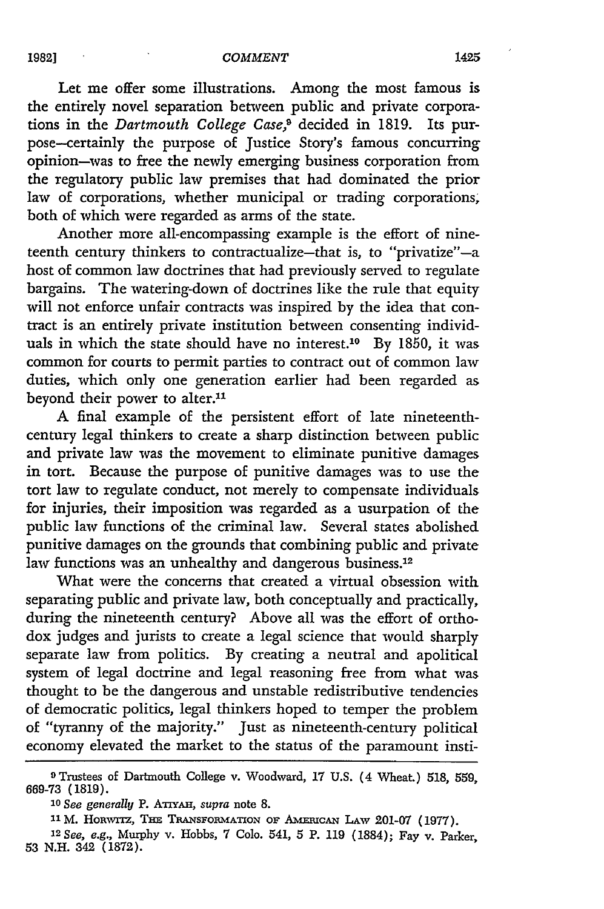Let me offer some illustrations. Among the most famous is the entirely novel separation between public and private corporations in the *Dartmouth College Case*,[9] decided in 1819. Its purpose—certainly the purpose of Justice Story's famous concurring opinion—was to free the newly emerging business corporation from the regulatory public law premises that had dominated the prior law of corporations, whether municipal or trading corporations, both of which were regarded as arms of the state.

Another more all-encompassing example is the effort of nineteenth century thinkers to contractualize—that is, to "privatize"—a host of common law doctrines that had previously served to regulate bargains. The watering-down of doctrines like the rule that equity will not enforce unfair contracts was inspired by the idea that contract is an entirely private institution between consenting individuals in which the state should have no interest.[10] By 1850, it was common for courts to permit parties to contract out of common law duties, which only one generation earlier had been regarded as beyond their power to alter.[11]

A final example of the persistent effort of late nineteenth-century legal thinkers to create a sharp distinction between public and private law was the movement to eliminate punitive damages in tort. Because the purpose of punitive damages was to use the tort law to regulate conduct, not merely to compensate individuals for injuries, their imposition was regarded as a usurpation of the public law functions of the criminal law. Several states abolished punitive damages on the grounds that combining public and private law functions was an unhealthy and dangerous business.[12]

What were the concerns that created a virtual obsession with separating public and private law, both conceptually and practically, during the nineteenth century? Above all was the effort of orthodox judges and jurists to create a legal science that would sharply separate law from politics. By creating a neutral and apolitical system of legal doctrine and legal reasoning free from what was thought to be the dangerous and unstable redistributive tendencies of democratic politics, legal thinkers hoped to temper the problem of "tyranny of the majority." Just as nineteenth-century political economy elevated the market to the status of the paramount insti-

---

[9] Trustees of Dartmouth College v. Woodward, 17 U.S. (4 Wheat.) 518, 559, 669-73 (1819).

[10] *See generally* P. Atiyah, *supra* note 8.

[11] M. Horwitz, The Transformation of American Law 201-07 (1977).

[12] *See, e.g.*, Murphy v. Hobbs, 7 Colo. 541, 5 P. 119 (1884); Fay v. Parker, 53 N.H. 342 (1872).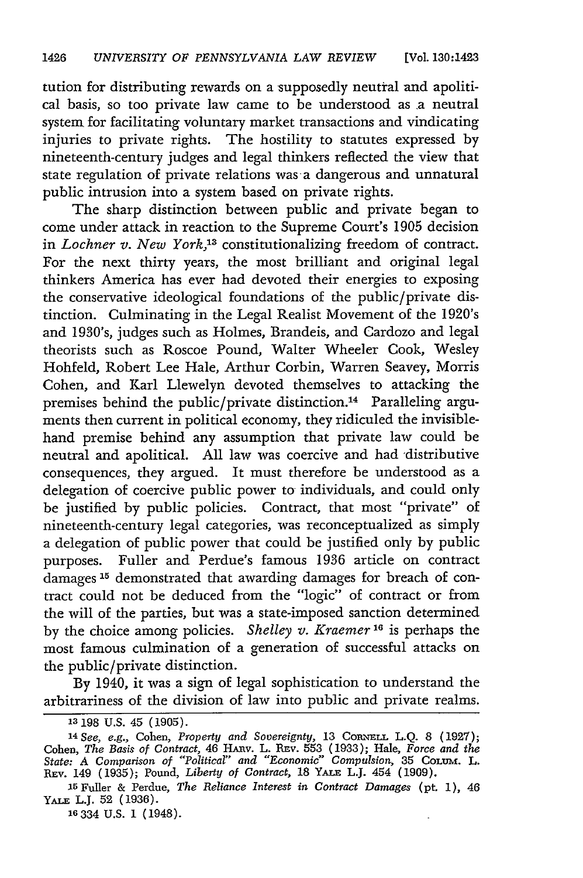tution for distributing rewards on a supposedly neutral and apolitical basis, so too private law came to be understood as a neutral system for facilitating voluntary market transactions and vindicating injuries to private rights. The hostility to statutes expressed by nineteenth-century judges and legal thinkers reflected the view that state regulation of private relations was a dangerous and unnatural public intrusion into a system based on private rights.

The sharp distinction between public and private began to come under attack in reaction to the Supreme Court's 1905 decision in *Lochner v. New York*,[13] constitutionalizing freedom of contract. For the next thirty years, the most brilliant and original legal thinkers America has ever had devoted their energies to exposing the conservative ideological foundations of the public/private distinction. Culminating in the Legal Realist Movement of the 1920's and 1930's, judges such as Holmes, Brandeis, and Cardozo and legal theorists such as Roscoe Pound, Walter Wheeler Cook, Wesley Hohfeld, Robert Lee Hale, Arthur Corbin, Warren Seavey, Morris Cohen, and Karl Llewelyn devoted themselves to attacking the premises behind the public/private distinction.[14] Paralleling arguments then current in political economy, they ridiculed the invisible-hand premise behind any assumption that private law could be neutral and apolitical. All law was coercive and had distributive consequences, they argued. It must therefore be understood as a delegation of coercive public power to individuals, and could only be justified by public policies. Contract, that most "private" of nineteenth-century legal categories, was reconceptualized as simply a delegation of public power that could be justified only by public purposes. Fuller and Perdue's famous 1936 article on contract damages[15] demonstrated that awarding damages for breach of contract could not be deduced from the "logic" of contract or from the will of the parties, but was a state-imposed sanction determined by the choice among policies. *Shelley v. Kraemer*[16] is perhaps the most famous culmination of a generation of successful attacks on the public/private distinction.

By 1940, it was a sign of legal sophistication to understand the arbitrariness of the division of law into public and private realms.

---

[13] 198 U.S. 45 (1905).

[14] *See, e.g.*, Cohen, *Property and Sovereignty*, 13 CORNELL L.Q. 8 (1927); Cohen, *The Basis of Contract*, 46 HARV. L. REV. 553 (1933); Hale, *Force and the State: A Comparison of "Political" and "Economic" Compulsion*, 35 COLUM. L. REV. 149 (1935); Pound, *Liberty of Contract*, 18 YALE L.J. 454 (1909).

[15] Fuller & Perdue, *The Reliance Interest in Contract Damages* (pt. 1), 46 YALE L.J. 52 (1936).

[16] 334 U.S. 1 (1948).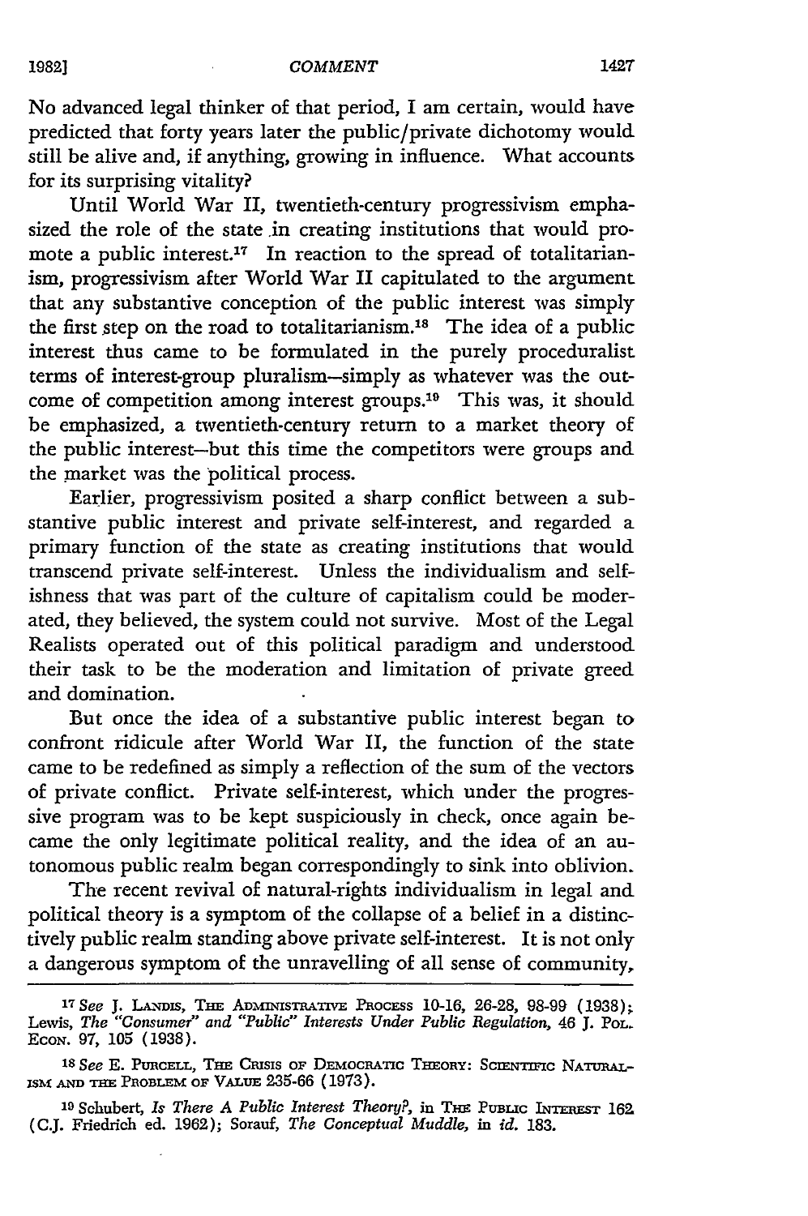No advanced legal thinker of that period, I am certain, would have predicted that forty years later the public/private dichotomy would still be alive and, if anything, growing in influence. What accounts for its surprising vitality?

Until World War II, twentieth-century progressivism emphasized the role of the state in creating institutions that would promote a public interest.[17] In reaction to the spread of totalitarianism, progressivism after World War II capitulated to the argument that any substantive conception of the public interest was simply the first step on the road to totalitarianism.[18] The idea of a public interest thus came to be formulated in the purely proceduralist terms of interest-group pluralism—simply as whatever was the outcome of competition among interest groups.[19] This was, it should be emphasized, a twentieth-century return to a market theory of the public interest—but this time the competitors were groups and the market was the political process.

Earlier, progressivism posited a sharp conflict between a substantive public interest and private self-interest, and regarded a primary function of the state as creating institutions that would transcend private self-interest. Unless the individualism and selfishness that was part of the culture of capitalism could be moderated, they believed, the system could not survive. Most of the Legal Realists operated out of this political paradigm and understood their task to be the moderation and limitation of private greed and domination.

But once the idea of a substantive public interest began to confront ridicule after World War II, the function of the state came to be redefined as simply a reflection of the sum of the vectors of private conflict. Private self-interest, which under the progressive program was to be kept suspiciously in check, once again became the only legitimate political reality, and the idea of an autonomous public realm began correspondingly to sink into oblivion.

The recent revival of natural-rights individualism in legal and political theory is a symptom of the collapse of a belief in a distinctively public realm standing above private self-interest. It is not only a dangerous symptom of the unravelling of all sense of community,

---

[17] *See* J. LANDIS, THE ADMINISTRATIVE PROCESS 10-16, 26-28, 98-99 (1938); Lewis, *The "Consumer" and "Public" Interests Under Public Regulation*, 46 J. POL. ECON. 97, 105 (1938).

[18] *See* E. PURCELL, THE CRISIS OF DEMOCRATIC THEORY: SCIENTIFIC NATURALISM AND THE PROBLEM OF VALUE 235-66 (1973).

[19] Schubert, *Is There A Public Interest Theory?*, in THE PUBLIC INTEREST 162 (C.J. Friedrich ed. 1962); Sorauf, *The Conceptual Muddle*, in *id.* 183.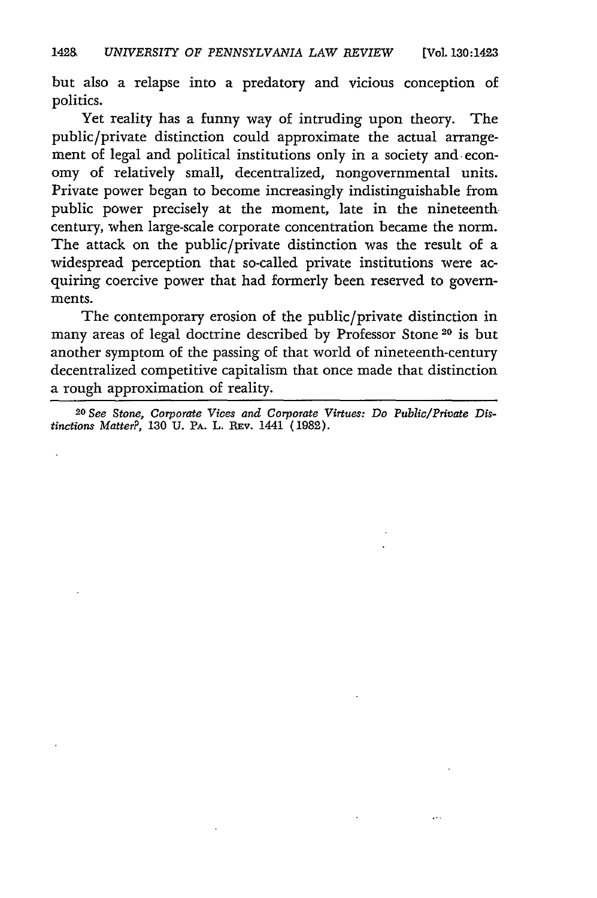but also a relapse into a predatory and vicious conception of politics.

Yet reality has a funny way of intruding upon theory. The public/private distinction could approximate the actual arrangement of legal and political institutions only in a society and economy of relatively small, decentralized, nongovernmental units. Private power began to become increasingly indistinguishable from public power precisely at the moment, late in the nineteenth century, when large-scale corporate concentration became the norm. The attack on the public/private distinction was the result of a widespread perception that so-called private institutions were acquiring coercive power that had formerly been reserved to governments.

The contemporary erosion of the public/private distinction in many areas of legal doctrine described by Professor Stone [20] is but another symptom of the passing of that world of nineteenth-century decentralized competitive capitalism that once made that distinction a rough approximation of reality.

---

[20] *See* Stone, *Corporate Vices and Corporate Virtues: Do Public/Private Distinctions Matter?*, 130 U. PA. L. REV. 1441 (1982).